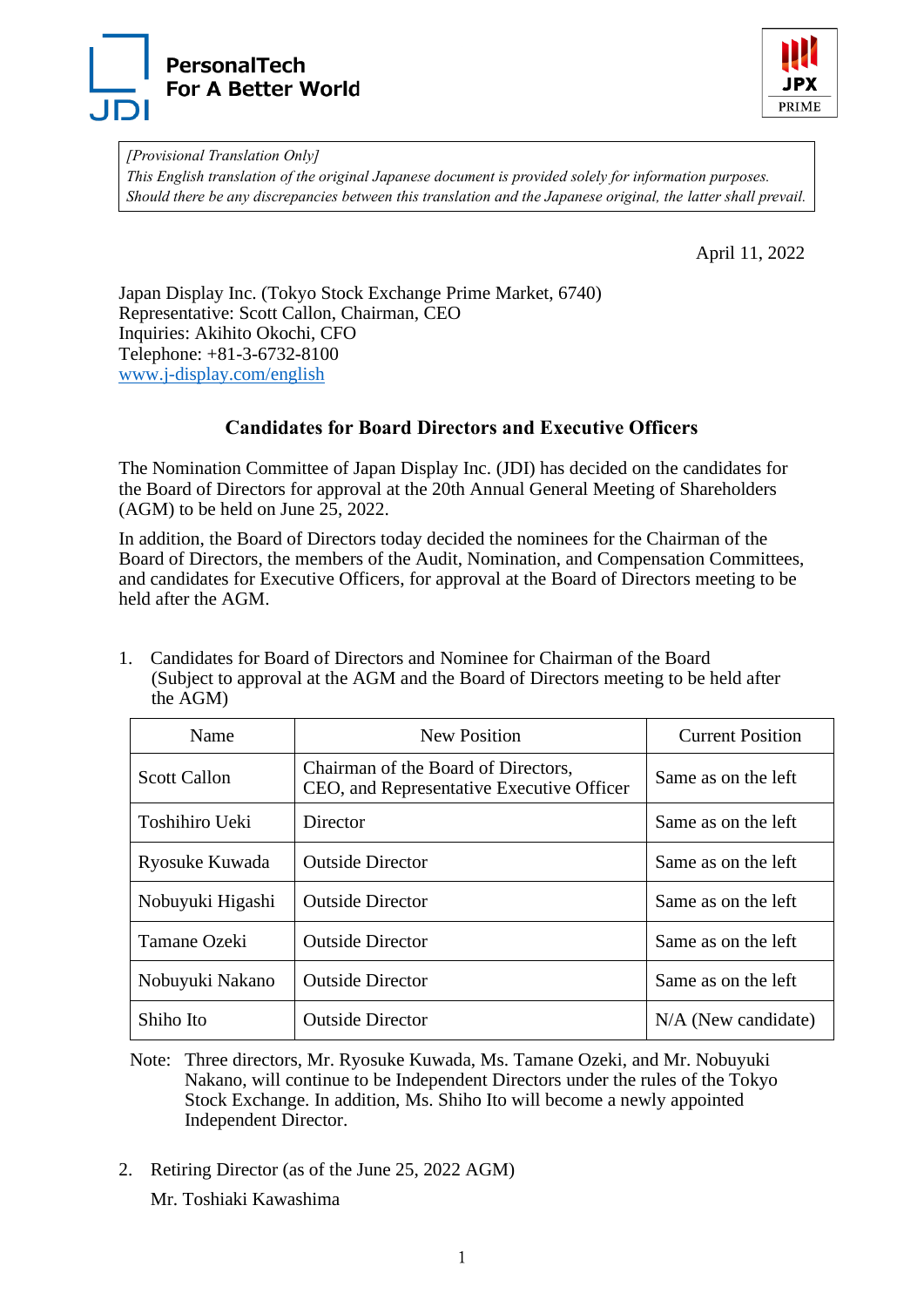PersonalTech
For A Better World

JPX PRIME

*[Provisional Translation Only]*
*This English translation of the original Japanese document is provided solely for information purposes. Should there be any discrepancies between this translation and the Japanese original, the latter shall prevail.*

April 11, 2022

Japan Display Inc. (Tokyo Stock Exchange Prime Market, 6740)
Representative: Scott Callon, Chairman, CEO
Inquiries: Akihito Okochi, CFO
Telephone: +81-3-6732-8100
www.j-display.com/english

## Candidates for Board Directors and Executive Officers

The Nomination Committee of Japan Display Inc. (JDI) has decided on the candidates for the Board of Directors for approval at the 20th Annual General Meeting of Shareholders (AGM) to be held on June 25, 2022.

In addition, the Board of Directors today decided the nominees for the Chairman of the Board of Directors, the members of the Audit, Nomination, and Compensation Committees, and candidates for Executive Officers, for approval at the Board of Directors meeting to be held after the AGM.

1. Candidates for Board of Directors and Nominee for Chairman of the Board (Subject to approval at the AGM and the Board of Directors meeting to be held after the AGM)

| Name | New Position | Current Position |
|---|---|---|
| Scott Callon | Chairman of the Board of Directors, CEO, and Representative Executive Officer | Same as on the left |
| Toshihiro Ueki | Director | Same as on the left |
| Ryosuke Kuwada | Outside Director | Same as on the left |
| Nobuyuki Higashi | Outside Director | Same as on the left |
| Tamane Ozeki | Outside Director | Same as on the left |
| Nobuyuki Nakano | Outside Director | Same as on the left |
| Shiho Ito | Outside Director | N/A (New candidate) |

Note: Three directors, Mr. Ryosuke Kuwada, Ms. Tamane Ozeki, and Mr. Nobuyuki Nakano, will continue to be Independent Directors under the rules of the Tokyo Stock Exchange. In addition, Ms. Shiho Ito will become a newly appointed Independent Director.

2. Retiring Director (as of the June 25, 2022 AGM)

   Mr. Toshiaki Kawashima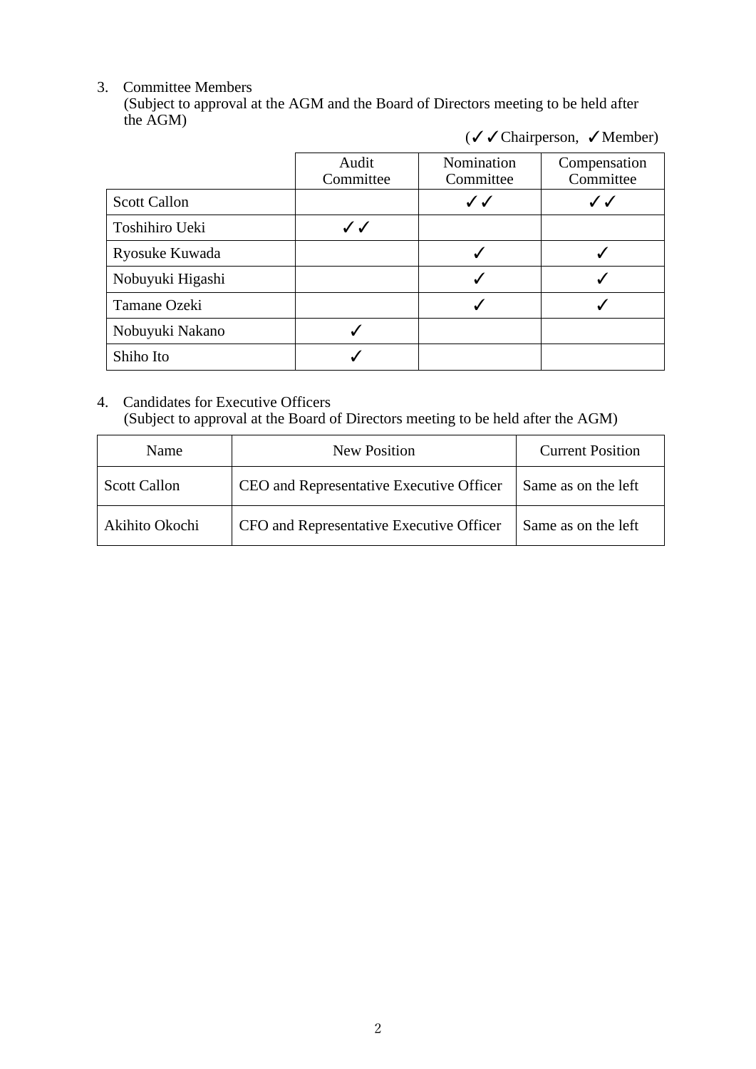3. Committee Members
 (Subject to approval at the AGM and the Board of Directors meeting to be held after the AGM)

(✓✓Chairperson, ✓Member)

| | Audit Committee | Nomination Committee | Compensation Committee |
|---|---|---|---|
| Scott Callon | | ✓✓ | ✓✓ |
| Toshihiro Ueki | ✓✓ | | |
| Ryosuke Kuwada | | ✓ | ✓ |
| Nobuyuki Higashi | | ✓ | ✓ |
| Tamane Ozeki | | ✓ | ✓ |
| Nobuyuki Nakano | ✓ | | |
| Shiho Ito | ✓ | | |

4. Candidates for Executive Officers
 (Subject to approval at the Board of Directors meeting to be held after the AGM)

| Name | New Position | Current Position |
|---|---|---|
| Scott Callon | CEO and Representative Executive Officer | Same as on the left |
| Akihito Okochi | CFO and Representative Executive Officer | Same as on the left |